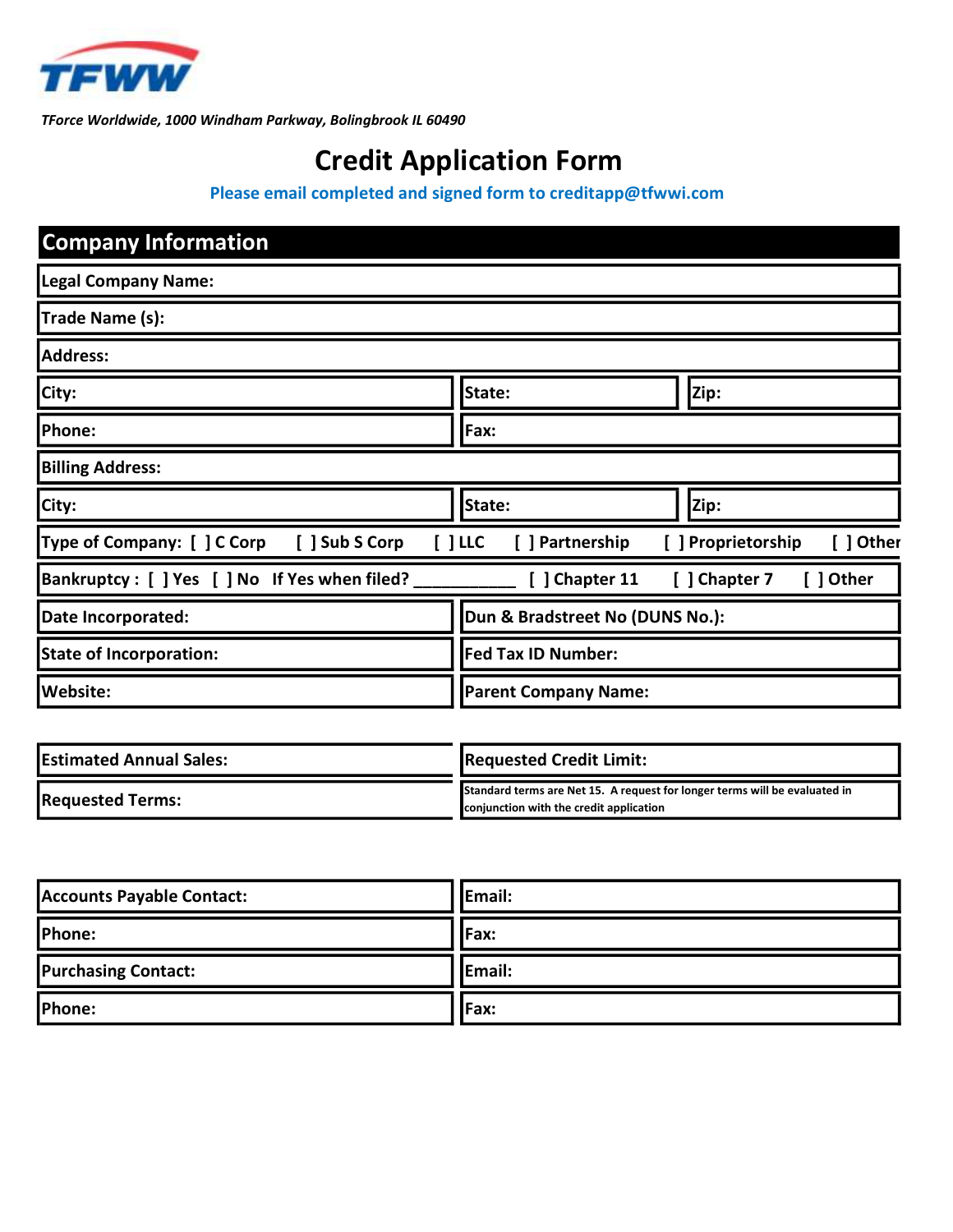TFWW

*TForce Worldwide, 1000 Windham Parkway, Bolingbrook IL 60490*

# Credit Application Form

**Please email completed and signed form to creditapp@tfwwi.com**

## Company Information

**Legal Company Name:**

**Trade Name (s):**

**Address:**

| **City:** | **State:** | **Zip:** |
|---|---|---|
| **Phone:** | **Fax:** | |

**Billing Address:**

| **City:** | **State:** | **Zip:** |
|---|---|---|

**Type of Company:** [ ] C Corp [ ] Sub S Corp [ ] LLC [ ] Partnership [ ] Proprietorship [ ] Other

**Bankruptcy :** [ ] Yes [ ] No If Yes when filed? ___________ [ ] Chapter 11 [ ] Chapter 7 [ ] Other

| **Date Incorporated:** | **Dun & Bradstreet No (DUNS No.):** |
|---|---|
| **State of Incorporation:** | **Fed Tax ID Number:** |
| **Website:** | **Parent Company Name:** |

| **Estimated Annual Sales:** | **Requested Credit Limit:** |
|---|---|
| **Requested Terms:** | Standard terms are Net 15. A request for longer terms will be evaluated in conjunction with the credit application |

| **Accounts Payable Contact:** | **Email:** |
|---|---|
| **Phone:** | **Fax:** |
| **Purchasing Contact:** | **Email:** |
| **Phone:** | **Fax:** |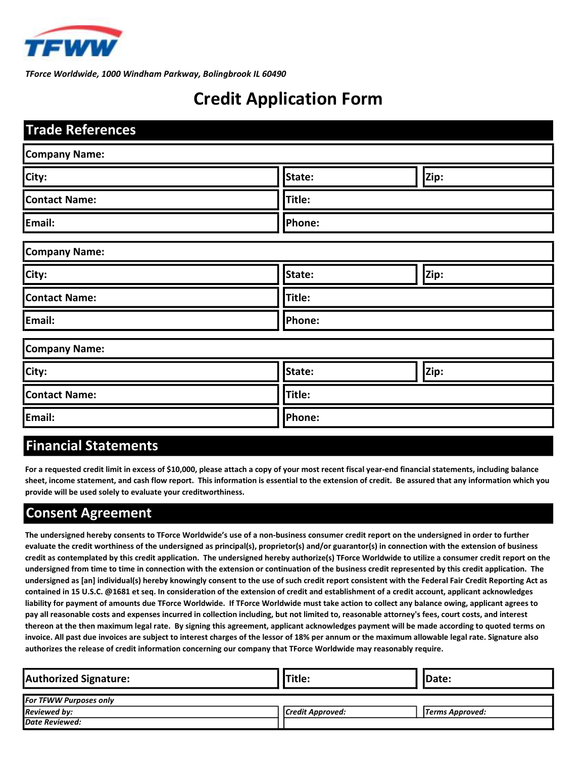TFWW

*TForce Worldwide, 1000 Windham Parkway, Bolingbrook IL 60490*

# Credit Application Form

## Trade References

| Company Name: | | |
|---|---|---|
| City: | State: | Zip: |
| Contact Name: | Title: | |
| Email: | Phone: | |

| Company Name: | | |
|---|---|---|
| City: | State: | Zip: |
| Contact Name: | Title: | |
| Email: | Phone: | |

| Company Name: | | |
|---|---|---|
| City: | State: | Zip: |
| Contact Name: | Title: | |
| Email: | Phone: | |

## Financial Statements

**For a requested credit limit in excess of $10,000, please attach a copy of your most recent fiscal year-end financial statements, including balance sheet, income statement, and cash flow report. This information is essential to the extension of credit. Be assured that any information which you provide will be used solely to evaluate your creditworthiness.**

## Consent Agreement

**The undersigned hereby consents to TForce Worldwide's use of a non-business consumer credit report on the undersigned in order to further evaluate the credit worthiness of the undersigned as principal(s), proprietor(s) and/or guarantor(s) in connection with the extension of business credit as contemplated by this credit application. The undersigned hereby authorize(s) TForce Worldwide to utilize a consumer credit report on the undersigned from time to time in connection with the extension or continuation of the business credit represented by this credit application. The undersigned as [an] individual(s) hereby knowingly consent to the use of such credit report consistent with the Federal Fair Credit Reporting Act as contained in 15 U.S.C. @1681 et seq. In consideration of the extension of credit and establishment of a credit account, applicant acknowledges liability for payment of amounts due TForce Worldwide. If TForce Worldwide must take action to collect any balance owing, applicant agrees to pay all reasonable costs and expenses incurred in collection including, but not limited to, reasonable attorney's fees, court costs, and interest thereon at the then maximum legal rate. By signing this agreement, applicant acknowledges payment will be made according to quoted terms on invoice. All past due invoices are subject to interest charges of the lessor of 18% per annum or the maximum allowable legal rate. Signature also authorizes the release of credit information concerning our company that TForce Worldwide may reasonably require.**

| Authorized Signature: | Title: | Date: |
|---|---|---|

| *For TFWW Purposes only* | | |
|---|---|---|
| *Reviewed by:* | *Credit Approved:* | *Terms Approved:* |
| *Date Reviewed:* | | |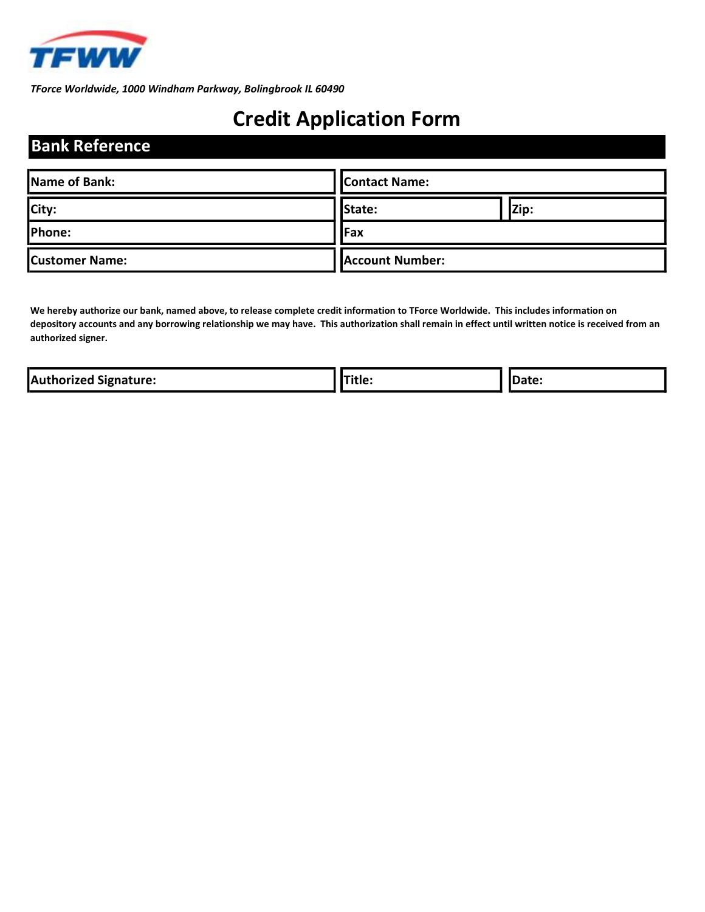TFWW

*TForce Worldwide, 1000 Windham Parkway, Bolingbrook IL 60490*

# Credit Application Form

## Bank Reference

| | | |
|---|---|---|
| **Name of Bank:** | **Contact Name:** | |
| **City:** | **State:** | **Zip:** |
| **Phone:** | **Fax** | |
| **Customer Name:** | **Account Number:** | |

**We hereby authorize our bank, named above, to release complete credit information to TForce Worldwide. This includes information on depository accounts and any borrowing relationship we may have. This authorization shall remain in effect until written notice is received from an authorized signer.**

| | | |
|---|---|---|
| **Authorized Signature:** | **Title:** | **Date:** |